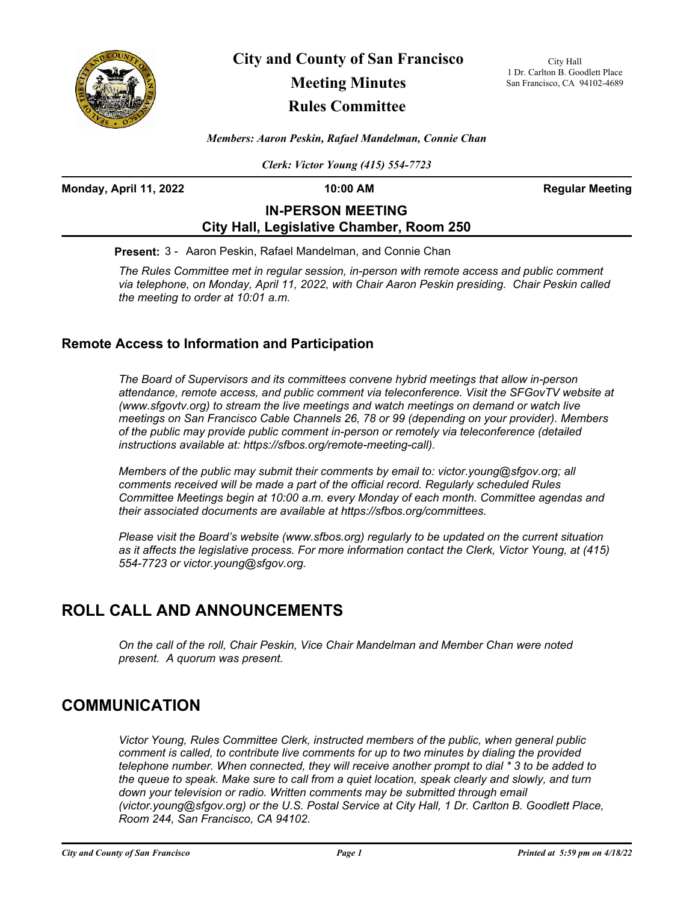# City and County of San Francisco

## Meeting Minutes

## Rules Committee

City Hall
1 Dr. Carlton B. Goodlett Place
San Francisco, CA 94102-4689

*Members: Aaron Peskin, Rafael Mandelman, Connie Chan*

*Clerk: Victor Young (415) 554-7723*

**Monday, April 11, 2022** **10:00 AM** **Regular Meeting**

**IN-PERSON MEETING**
**City Hall, Legislative Chamber, Room 250**

**Present:** 3 - Aaron Peskin, Rafael Mandelman, and Connie Chan

*The Rules Committee met in regular session, in-person with remote access and public comment via telephone, on Monday, April 11, 2022, with Chair Aaron Peskin presiding. Chair Peskin called the meeting to order at 10:01 a.m.*

### Remote Access to Information and Participation

*The Board of Supervisors and its committees convene hybrid meetings that allow in-person attendance, remote access, and public comment via teleconference. Visit the SFGovTV website at (www.sfgovtv.org) to stream the live meetings and watch meetings on demand or watch live meetings on San Francisco Cable Channels 26, 78 or 99 (depending on your provider). Members of the public may provide public comment in-person or remotely via teleconference (detailed instructions available at: https://sfbos.org/remote-meeting-call).*

*Members of the public may submit their comments by email to: victor.young@sfgov.org; all comments received will be made a part of the official record. Regularly scheduled Rules Committee Meetings begin at 10:00 a.m. every Monday of each month. Committee agendas and their associated documents are available at https://sfbos.org/committees.*

*Please visit the Board's website (www.sfbos.org) regularly to be updated on the current situation as it affects the legislative process. For more information contact the Clerk, Victor Young, at (415) 554-7723 or victor.young@sfgov.org.*

## ROLL CALL AND ANNOUNCEMENTS

*On the call of the roll, Chair Peskin, Vice Chair Mandelman and Member Chan were noted present. A quorum was present.*

## COMMUNICATION

*Victor Young, Rules Committee Clerk, instructed members of the public, when general public comment is called, to contribute live comments for up to two minutes by dialing the provided telephone number. When connected, they will receive another prompt to dial * 3 to be added to the queue to speak. Make sure to call from a quiet location, speak clearly and slowly, and turn down your television or radio. Written comments may be submitted through email (victor.young@sfgov.org) or the U.S. Postal Service at City Hall, 1 Dr. Carlton B. Goodlett Place, Room 244, San Francisco, CA 94102.*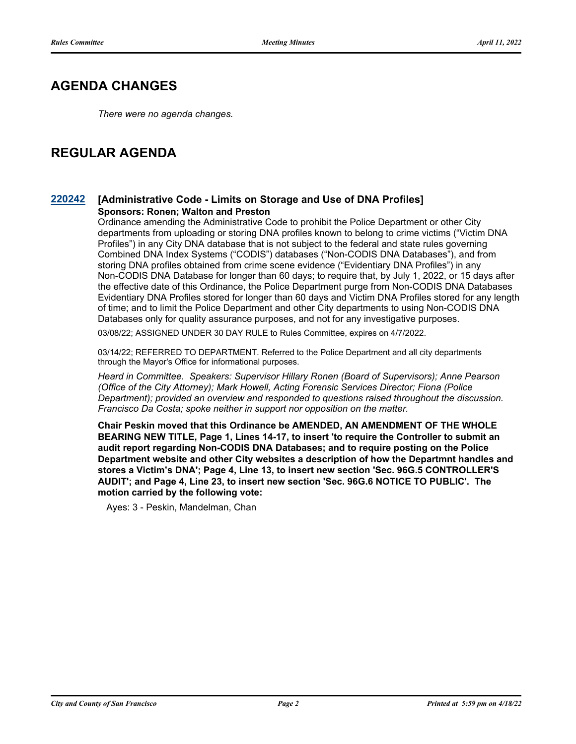## AGENDA CHANGES

*There were no agenda changes.*

## REGULAR AGENDA

### 220242 [Administrative Code - Limits on Storage and Use of DNA Profiles]

**Sponsors: Ronen; Walton and Preston**

Ordinance amending the Administrative Code to prohibit the Police Department or other City departments from uploading or storing DNA profiles known to belong to crime victims ("Victim DNA Profiles") in any City DNA database that is not subject to the federal and state rules governing Combined DNA Index Systems ("CODIS") databases ("Non-CODIS DNA Databases"), and from storing DNA profiles obtained from crime scene evidence ("Evidentiary DNA Profiles") in any Non-CODIS DNA Database for longer than 60 days; to require that, by July 1, 2022, or 15 days after the effective date of this Ordinance, the Police Department purge from Non-CODIS DNA Databases Evidentiary DNA Profiles stored for longer than 60 days and Victim DNA Profiles stored for any length of time; and to limit the Police Department and other City departments to using Non-CODIS DNA Databases only for quality assurance purposes, and not for any investigative purposes.

03/08/22; ASSIGNED UNDER 30 DAY RULE to Rules Committee, expires on 4/7/2022.

03/14/22; REFERRED TO DEPARTMENT. Referred to the Police Department and all city departments through the Mayor's Office for informational purposes.

*Heard in Committee. Speakers: Supervisor Hillary Ronen (Board of Supervisors); Anne Pearson (Office of the City Attorney); Mark Howell, Acting Forensic Services Director; Fiona (Police Department); provided an overview and responded to questions raised throughout the discussion. Francisco Da Costa; spoke neither in support nor opposition on the matter.*

**Chair Peskin moved that this Ordinance be AMENDED, AN AMENDMENT OF THE WHOLE BEARING NEW TITLE, Page 1, Lines 14-17, to insert 'to require the Controller to submit an audit report regarding Non-CODIS DNA Databases; and to require posting on the Police Department website and other City websites a description of how the Departmnt handles and stores a Victim's DNA'; Page 4, Line 13, to insert new section 'Sec. 96G.5 CONTROLLER'S AUDIT'; and Page 4, Line 23, to insert new section 'Sec. 96G.6 NOTICE TO PUBLIC'. The motion carried by the following vote:**

Ayes: 3 - Peskin, Mandelman, Chan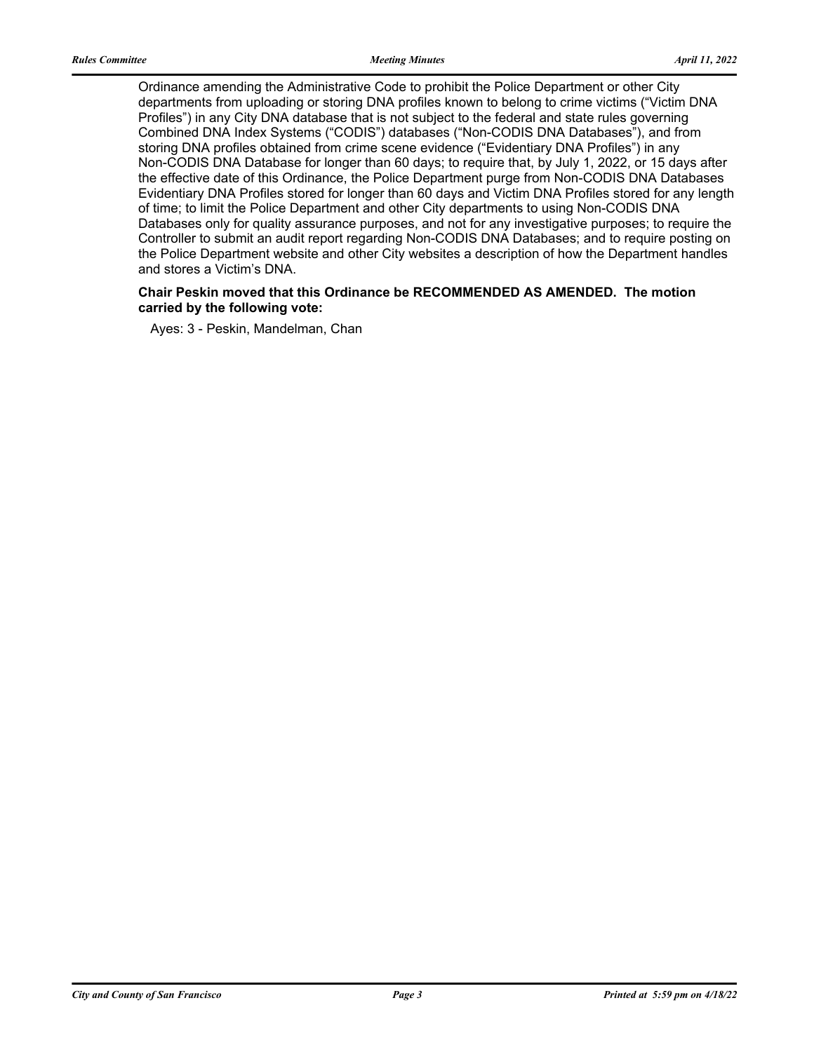Ordinance amending the Administrative Code to prohibit the Police Department or other City departments from uploading or storing DNA profiles known to belong to crime victims ("Victim DNA Profiles") in any City DNA database that is not subject to the federal and state rules governing Combined DNA Index Systems ("CODIS") databases ("Non-CODIS DNA Databases"), and from storing DNA profiles obtained from crime scene evidence ("Evidentiary DNA Profiles") in any Non-CODIS DNA Database for longer than 60 days; to require that, by July 1, 2022, or 15 days after the effective date of this Ordinance, the Police Department purge from Non-CODIS DNA Databases Evidentiary DNA Profiles stored for longer than 60 days and Victim DNA Profiles stored for any length of time; to limit the Police Department and other City departments to using Non-CODIS DNA Databases only for quality assurance purposes, and not for any investigative purposes; to require the Controller to submit an audit report regarding Non-CODIS DNA Databases; and to require posting on the Police Department website and other City websites a description of how the Department handles and stores a Victim's DNA.

**Chair Peskin moved that this Ordinance be RECOMMENDED AS AMENDED. The motion carried by the following vote:**

Ayes: 3 - Peskin, Mandelman, Chan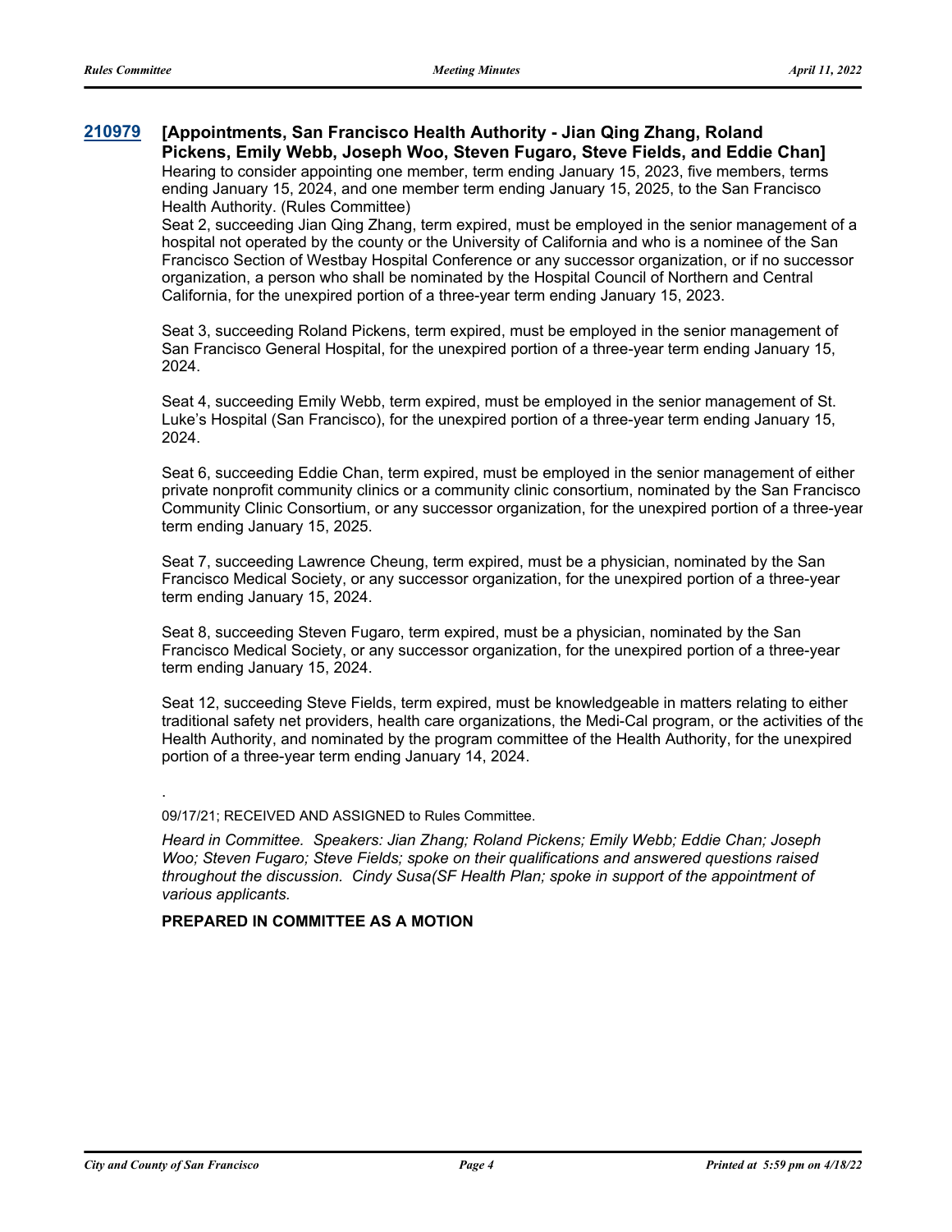**210979** **[Appointments, San Francisco Health Authority - Jian Qing Zhang, Roland Pickens, Emily Webb, Joseph Woo, Steven Fugaro, Steve Fields, and Eddie Chan]**

Hearing to consider appointing one member, term ending January 15, 2023, five members, terms ending January 15, 2024, and one member term ending January 15, 2025, to the San Francisco Health Authority. (Rules Committee)

Seat 2, succeeding Jian Qing Zhang, term expired, must be employed in the senior management of a hospital not operated by the county or the University of California and who is a nominee of the San Francisco Section of Westbay Hospital Conference or any successor organization, or if no successor organization, a person who shall be nominated by the Hospital Council of Northern and Central California, for the unexpired portion of a three-year term ending January 15, 2023.

Seat 3, succeeding Roland Pickens, term expired, must be employed in the senior management of San Francisco General Hospital, for the unexpired portion of a three-year term ending January 15, 2024.

Seat 4, succeeding Emily Webb, term expired, must be employed in the senior management of St. Luke's Hospital (San Francisco), for the unexpired portion of a three-year term ending January 15, 2024.

Seat 6, succeeding Eddie Chan, term expired, must be employed in the senior management of either private nonprofit community clinics or a community clinic consortium, nominated by the San Francisco Community Clinic Consortium, or any successor organization, for the unexpired portion of a three-year term ending January 15, 2025.

Seat 7, succeeding Lawrence Cheung, term expired, must be a physician, nominated by the San Francisco Medical Society, or any successor organization, for the unexpired portion of a three-year term ending January 15, 2024.

Seat 8, succeeding Steven Fugaro, term expired, must be a physician, nominated by the San Francisco Medical Society, or any successor organization, for the unexpired portion of a three-year term ending January 15, 2024.

Seat 12, succeeding Steve Fields, term expired, must be knowledgeable in matters relating to either traditional safety net providers, health care organizations, the Medi-Cal program, or the activities of the Health Authority, and nominated by the program committee of the Health Authority, for the unexpired portion of a three-year term ending January 14, 2024.

.

09/17/21; RECEIVED AND ASSIGNED to Rules Committee.

*Heard in Committee. Speakers: Jian Zhang; Roland Pickens; Emily Webb; Eddie Chan; Joseph Woo; Steven Fugaro; Steve Fields; spoke on their qualifications and answered questions raised throughout the discussion. Cindy Susa(SF Health Plan; spoke in support of the appointment of various applicants.*

**PREPARED IN COMMITTEE AS A MOTION**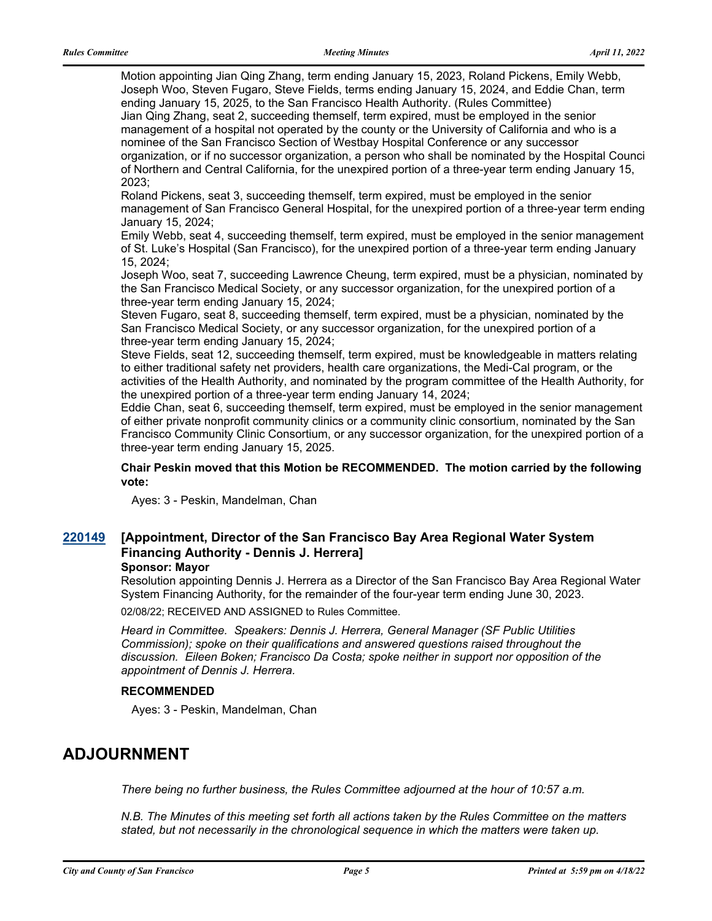Motion appointing Jian Qing Zhang, term ending January 15, 2023, Roland Pickens, Emily Webb, Joseph Woo, Steven Fugaro, Steve Fields, terms ending January 15, 2024, and Eddie Chan, term ending January 15, 2025, to the San Francisco Health Authority. (Rules Committee)

Jian Qing Zhang, seat 2, succeeding themself, term expired, must be employed in the senior management of a hospital not operated by the county or the University of California and who is a nominee of the San Francisco Section of Westbay Hospital Conference or any successor organization, or if no successor organization, a person who shall be nominated by the Hospital Counci of Northern and Central California, for the unexpired portion of a three-year term ending January 15, 2023;

Roland Pickens, seat 3, succeeding themself, term expired, must be employed in the senior management of San Francisco General Hospital, for the unexpired portion of a three-year term ending January 15, 2024;

Emily Webb, seat 4, succeeding themself, term expired, must be employed in the senior management of St. Luke's Hospital (San Francisco), for the unexpired portion of a three-year term ending January 15, 2024;

Joseph Woo, seat 7, succeeding Lawrence Cheung, term expired, must be a physician, nominated by the San Francisco Medical Society, or any successor organization, for the unexpired portion of a three-year term ending January 15, 2024;

Steven Fugaro, seat 8, succeeding themself, term expired, must be a physician, nominated by the San Francisco Medical Society, or any successor organization, for the unexpired portion of a three-year term ending January 15, 2024;

Steve Fields, seat 12, succeeding themself, term expired, must be knowledgeable in matters relating to either traditional safety net providers, health care organizations, the Medi-Cal program, or the activities of the Health Authority, and nominated by the program committee of the Health Authority, for the unexpired portion of a three-year term ending January 14, 2024;

Eddie Chan, seat 6, succeeding themself, term expired, must be employed in the senior management of either private nonprofit community clinics or a community clinic consortium, nominated by the San Francisco Community Clinic Consortium, or any successor organization, for the unexpired portion of a three-year term ending January 15, 2025.

**Chair Peskin moved that this Motion be RECOMMENDED. The motion carried by the following vote:**

Ayes: 3 - Peskin, Mandelman, Chan

### 220149 [Appointment, Director of the San Francisco Bay Area Regional Water System Financing Authority - Dennis J. Herrera]

**Sponsor: Mayor**

Resolution appointing Dennis J. Herrera as a Director of the San Francisco Bay Area Regional Water System Financing Authority, for the remainder of the four-year term ending June 30, 2023.

02/08/22; RECEIVED AND ASSIGNED to Rules Committee.

*Heard in Committee. Speakers: Dennis J. Herrera, General Manager (SF Public Utilities Commission); spoke on their qualifications and answered questions raised throughout the discussion. Eileen Boken; Francisco Da Costa; spoke neither in support nor opposition of the appointment of Dennis J. Herrera.*

**RECOMMENDED**

Ayes: 3 - Peskin, Mandelman, Chan

# ADJOURNMENT

*There being no further business, the Rules Committee adjourned at the hour of 10:57 a.m.*

*N.B. The Minutes of this meeting set forth all actions taken by the Rules Committee on the matters stated, but not necessarily in the chronological sequence in which the matters were taken up.*